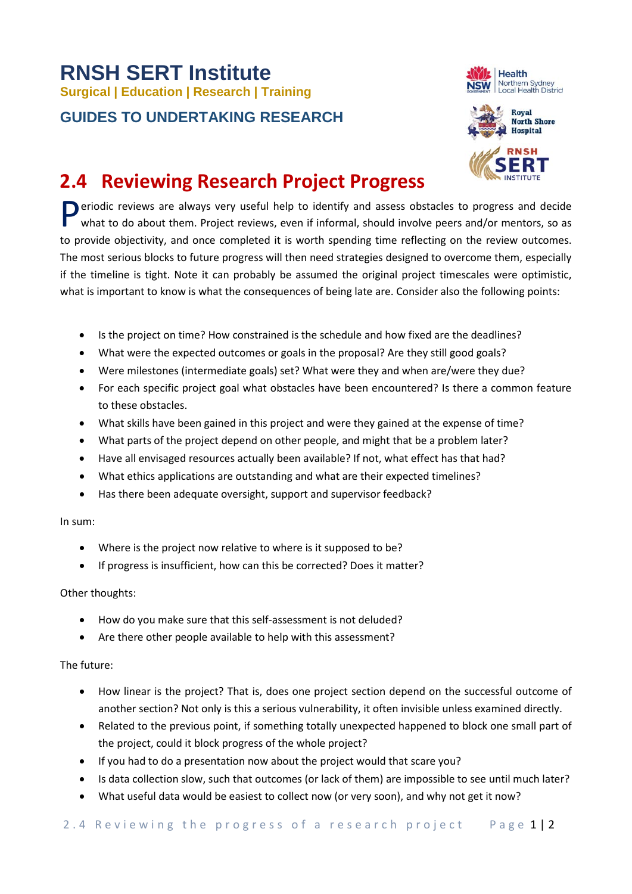# RNSH SERT Institute

**Surgical | Education | Research | Training**

## GUIDES TO UNDERTAKING RESEARCH

## 2.4 Reviewing Research Project Progress

Periodic reviews are always very useful help to identify and assess obstacles to progress and decide what to do about them. Project reviews, even if informal, should involve peers and/or mentors, so as to provide objectivity, and once completed it is worth spending time reflecting on the review outcomes. The most serious blocks to future progress will then need strategies designed to overcome them, especially if the timeline is tight. Note it can probably be assumed the original project timescales were optimistic, what is important to know is what the consequences of being late are. Consider also the following points:

- Is the project on time? How constrained is the schedule and how fixed are the deadlines?
- What were the expected outcomes or goals in the proposal? Are they still good goals?
- Were milestones (intermediate goals) set? What were they and when are/were they due?
- For each specific project goal what obstacles have been encountered? Is there a common feature to these obstacles.
- What skills have been gained in this project and were they gained at the expense of time?
- What parts of the project depend on other people, and might that be a problem later?
- Have all envisaged resources actually been available? If not, what effect has that had?
- What ethics applications are outstanding and what are their expected timelines?
- Has there been adequate oversight, support and supervisor feedback?

In sum:

- Where is the project now relative to where is it supposed to be?
- If progress is insufficient, how can this be corrected? Does it matter?

Other thoughts:

- How do you make sure that this self-assessment is not deluded?
- Are there other people available to help with this assessment?

The future:

- How linear is the project? That is, does one project section depend on the successful outcome of another section? Not only is this a serious vulnerability, it often invisible unless examined directly.
- Related to the previous point, if something totally unexpected happened to block one small part of the project, could it block progress of the whole project?
- If you had to do a presentation now about the project would that scare you?
- Is data collection slow, such that outcomes (or lack of them) are impossible to see until much later?
- What useful data would be easiest to collect now (or very soon), and why not get it now?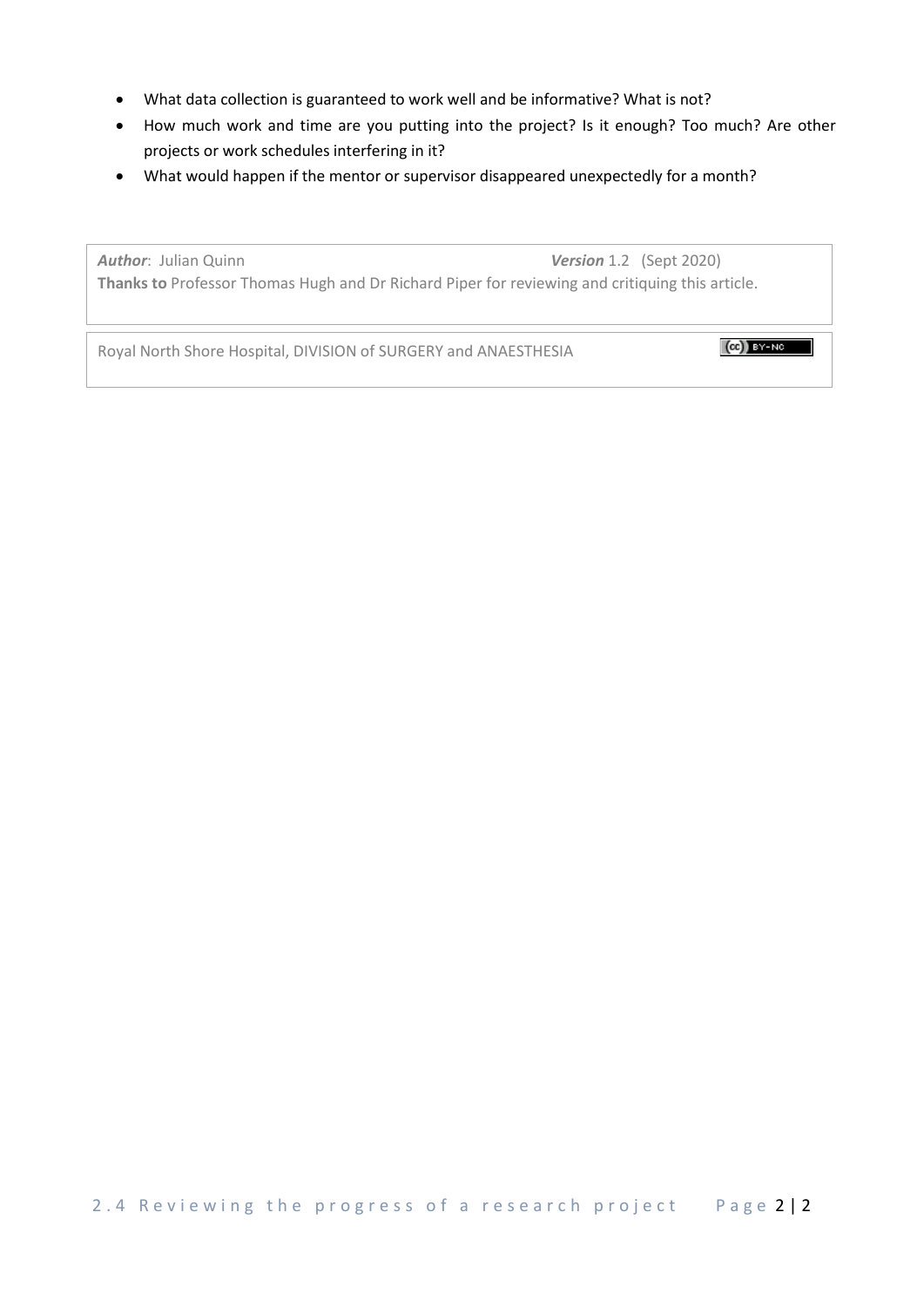- What data collection is guaranteed to work well and be informative? What is not?
- How much work and time are you putting into the project? Is it enough? Too much? Are other projects or work schedules interfering in it?
- What would happen if the mentor or supervisor disappeared unexpectedly for a month?

***Author***: Julian Quinn ***Version*** 1.2 (Sept 2020)
**Thanks to** Professor Thomas Hugh and Dr Richard Piper for reviewing and critiquing this article.

Royal North Shore Hospital, DIVISION of SURGERY and ANAESTHESIA

(cc) BY-NC